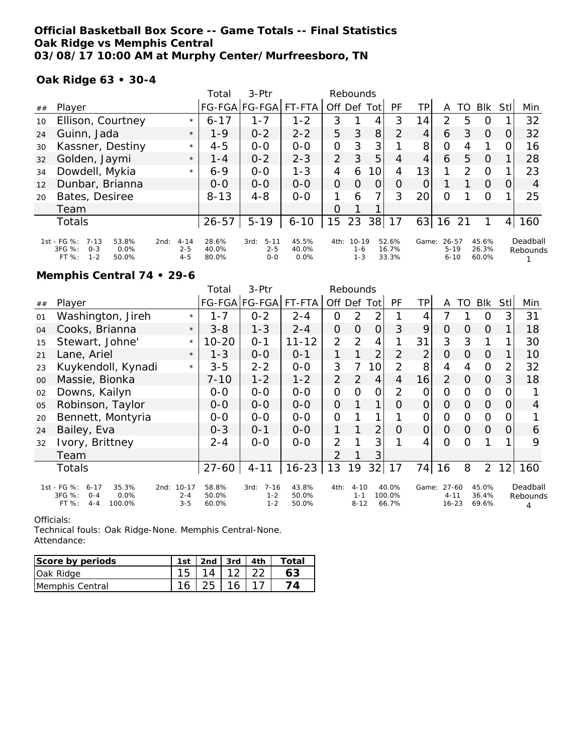**Official Basketball Box Score -- Game Totals -- Final Statistics**
**Oak Ridge vs Memphis Central**
**03/08/17 10:00 AM at Murphy Center/Murfreesboro, TN**

**Oak Ridge 63 • 30-4**

| ## | Player | | Total FG-FGA | 3-Ptr FG-FGA | FT-FTA | Rebounds Off | Def | Tot | PF | TP | A | TO | Blk | Stl | Min |
|---|---|---|---|---|---|---|---|---|---|---|---|---|---|---|---|
| 10 | Ellison, Courtney | * | 6-17 | 1-7 | 1-2 | 3 | 1 | 4 | 3 | 14 | 2 | 5 | 0 | 1 | 32 |
| 24 | Guinn, Jada | * | 1-9 | 0-2 | 2-2 | 5 | 3 | 8 | 2 | 4 | 6 | 3 | 0 | 0 | 32 |
| 30 | Kassner, Destiny | * | 4-5 | 0-0 | 0-0 | 0 | 3 | 3 | 1 | 8 | 0 | 4 | 1 | 0 | 16 |
| 32 | Golden, Jaymi | * | 1-4 | 0-2 | 2-3 | 2 | 3 | 5 | 4 | 4 | 6 | 5 | 0 | 1 | 28 |
| 34 | Dowdell, Mykia | * | 6-9 | 0-0 | 1-3 | 4 | 6 | 10 | 4 | 13 | 1 | 2 | 0 | 1 | 23 |
| 12 | Dunbar, Brianna | | 0-0 | 0-0 | 0-0 | 0 | 0 | 0 | 0 | 0 | 1 | 1 | 0 | 0 | 4 |
| 20 | Bates, Desiree | | 8-13 | 4-8 | 0-0 | 1 | 6 | 7 | 3 | 20 | 0 | 1 | 0 | 1 | 25 |
| | Team | | | | | 0 | 1 | 1 | | | | | | | |
| | Totals | | 26-57 | 5-19 | 6-10 | 15 | 23 | 38 | 17 | 63 | 16 | 21 | 1 | 4 | 160 |

| | | | | | | | | |
|---|---|---|---|---|---|---|---|---|
| 1st - FG %: 7-13 53.8% | 2nd: 4-14 28.6% | 3rd: 5-11 45.5% | 4th: 10-19 52.6% | Game: 26-57 45.6% | Deadball Rebounds |
| 3FG %: 0-3 0.0% | 2-5 40.0% | 2-5 40.0% | 1-6 16.7% | 5-19 26.3% | 1 |
| FT %: 1-2 50.0% | 4-5 80.0% | 0-0 0.0% | 1-3 33.3% | 6-10 60.0% | |

**Memphis Central 74 • 29-6**

| ## | Player | | Total FG-FGA | 3-Ptr FG-FGA | FT-FTA | Rebounds Off | Def | Tot | PF | TP | A | TO | Blk | Stl | Min |
|---|---|---|---|---|---|---|---|---|---|---|---|---|---|---|---|
| 01 | Washington, Jireh | * | 1-7 | 0-2 | 2-4 | 0 | 2 | 2 | 1 | 4 | 7 | 1 | 0 | 3 | 31 |
| 04 | Cooks, Brianna | * | 3-8 | 1-3 | 2-4 | 0 | 0 | 0 | 3 | 9 | 0 | 0 | 0 | 1 | 18 |
| 15 | Stewart, Johne' | * | 10-20 | 0-1 | 11-12 | 2 | 2 | 4 | 1 | 31 | 3 | 3 | 1 | 1 | 30 |
| 21 | Lane, Ariel | * | 1-3 | 0-0 | 0-1 | 1 | 1 | 2 | 2 | 2 | 0 | 0 | 0 | 1 | 10 |
| 23 | Kuykendoll, Kynadi | * | 3-5 | 2-2 | 0-0 | 3 | 7 | 10 | 2 | 8 | 4 | 4 | 0 | 2 | 32 |
| 00 | Massie, Bionka | | 7-10 | 1-2 | 1-2 | 2 | 2 | 4 | 4 | 16 | 2 | 0 | 0 | 3 | 18 |
| 02 | Downs, Kailyn | | 0-0 | 0-0 | 0-0 | 0 | 0 | 0 | 2 | 0 | 0 | 0 | 0 | 0 | 1 |
| 05 | Robinson, Taylor | | 0-0 | 0-0 | 0-0 | 0 | 1 | 1 | 0 | 0 | 0 | 0 | 0 | 0 | 4 |
| 20 | Bennett, Montyria | | 0-0 | 0-0 | 0-0 | 0 | 1 | 1 | 1 | 0 | 0 | 0 | 0 | 0 | 1 |
| 24 | Bailey, Eva | | 0-3 | 0-1 | 0-0 | 1 | 1 | 2 | 0 | 0 | 0 | 0 | 0 | 0 | 6 |
| 32 | Ivory, Brittney | | 2-4 | 0-0 | 0-0 | 2 | 1 | 3 | 1 | 4 | 0 | 0 | 1 | 1 | 9 |
| | Team | | | | | 2 | 1 | 3 | | | | | | | |
| | Totals | | 27-60 | 4-11 | 16-23 | 13 | 19 | 32 | 17 | 74 | 16 | 8 | 2 | 12 | 160 |

| | | | | | |
|---|---|---|---|---|---|
| 1st - FG %: 6-17 35.3% | 2nd: 10-17 58.8% | 3rd: 7-16 43.8% | 4th: 4-10 40.0% | Game: 27-60 45.0% | Deadball Rebounds |
| 3FG %: 0-4 0.0% | 2-4 50.0% | 1-2 50.0% | 1-1 100.0% | 4-11 36.4% | 4 |
| FT %: 4-4 100.0% | 3-5 60.0% | 1-2 50.0% | 8-12 66.7% | 16-23 69.6% | |

Officials:
Technical fouls: Oak Ridge-None. Memphis Central-None.
Attendance:

| Score by periods | 1st | 2nd | 3rd | 4th | Total |
|---|---|---|---|---|---|
| Oak Ridge | 15 | 14 | 12 | 22 | **63** |
| Memphis Central | 16 | 25 | 16 | 17 | **74** |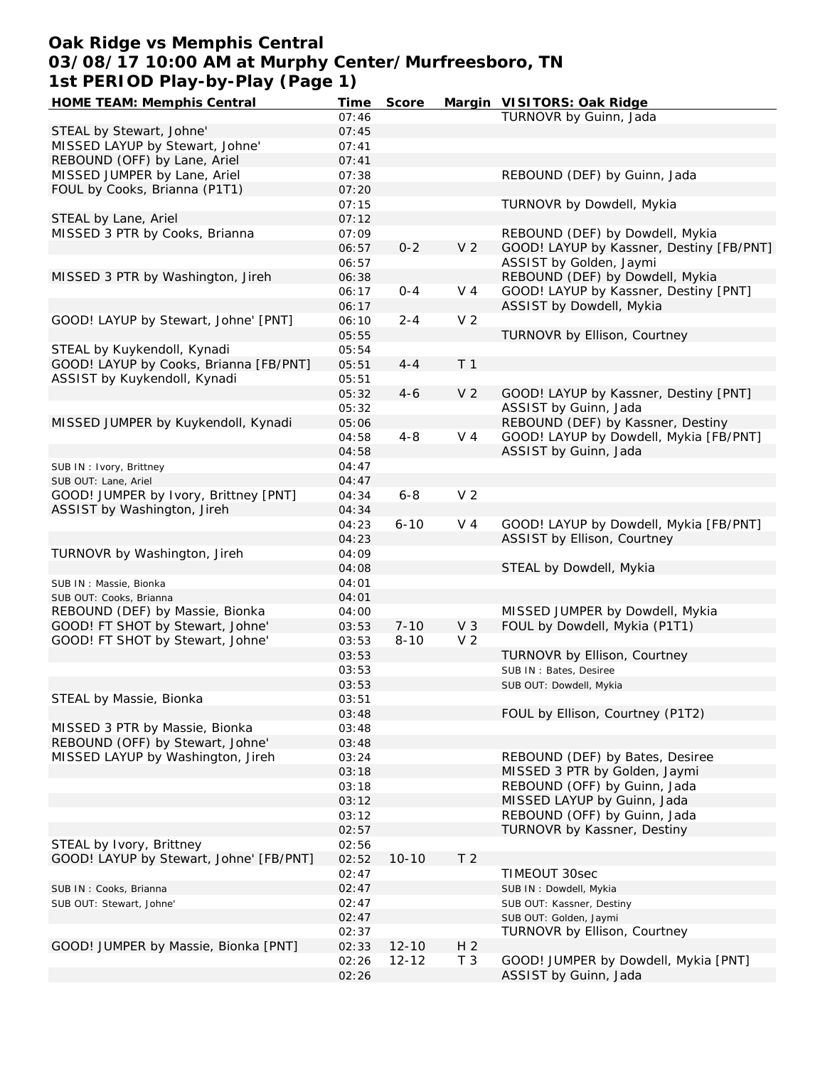# Oak Ridge vs Memphis Central
## 03/08/17 10:00 AM at Murphy Center/Murfreesboro, TN
## 1st PERIOD Play-by-Play (Page 1)

| HOME TEAM: Memphis Central | Time | Score | Margin | VISITORS: Oak Ridge |
|---|---|---|---|---|
| | 07:46 | | | TURNOVR by Guinn, Jada |
| STEAL by Stewart, Johne' | 07:45 | | | |
| MISSED LAYUP by Stewart, Johne' | 07:41 | | | |
| REBOUND (OFF) by Lane, Ariel | 07:41 | | | |
| MISSED JUMPER by Lane, Ariel | 07:38 | | | REBOUND (DEF) by Guinn, Jada |
| FOUL by Cooks, Brianna (P1T1) | 07:20 | | | |
| | 07:15 | | | TURNOVR by Dowdell, Mykia |
| STEAL by Lane, Ariel | 07:12 | | | |
| MISSED 3 PTR by Cooks, Brianna | 07:09 | | | REBOUND (DEF) by Dowdell, Mykia |
| | 06:57 | 0-2 | V 2 | GOOD! LAYUP by Kassner, Destiny [FB/PNT] |
| | 06:57 | | | ASSIST by Golden, Jaymi |
| MISSED 3 PTR by Washington, Jireh | 06:38 | | | REBOUND (DEF) by Dowdell, Mykia |
| | 06:17 | 0-4 | V 4 | GOOD! LAYUP by Kassner, Destiny [PNT] |
| | 06:17 | | | ASSIST by Dowdell, Mykia |
| GOOD! LAYUP by Stewart, Johne' [PNT] | 06:10 | 2-4 | V 2 | |
| | 05:55 | | | TURNOVR by Ellison, Courtney |
| STEAL by Kuykendoll, Kynadi | 05:54 | | | |
| GOOD! LAYUP by Cooks, Brianna [FB/PNT] | 05:51 | 4-4 | T 1 | |
| ASSIST by Kuykendoll, Kynadi | 05:51 | | | |
| | 05:32 | 4-6 | V 2 | GOOD! LAYUP by Kassner, Destiny [PNT] |
| | 05:32 | | | ASSIST by Guinn, Jada |
| MISSED JUMPER by Kuykendoll, Kynadi | 05:06 | | | REBOUND (DEF) by Kassner, Destiny |
| | 04:58 | 4-8 | V 4 | GOOD! LAYUP by Dowdell, Mykia [FB/PNT] |
| | 04:58 | | | ASSIST by Guinn, Jada |
| SUB IN : Ivory, Brittney | 04:47 | | | |
| SUB OUT: Lane, Ariel | 04:47 | | | |
| GOOD! JUMPER by Ivory, Brittney [PNT] | 04:34 | 6-8 | V 2 | |
| ASSIST by Washington, Jireh | 04:34 | | | |
| | 04:23 | 6-10 | V 4 | GOOD! LAYUP by Dowdell, Mykia [FB/PNT] |
| | 04:23 | | | ASSIST by Ellison, Courtney |
| TURNOVR by Washington, Jireh | 04:09 | | | |
| | 04:08 | | | STEAL by Dowdell, Mykia |
| SUB IN : Massie, Bionka | 04:01 | | | |
| SUB OUT: Cooks, Brianna | 04:01 | | | |
| REBOUND (DEF) by Massie, Bionka | 04:00 | | | MISSED JUMPER by Dowdell, Mykia |
| GOOD! FT SHOT by Stewart, Johne' | 03:53 | 7-10 | V 3 | FOUL by Dowdell, Mykia (P1T1) |
| GOOD! FT SHOT by Stewart, Johne' | 03:53 | 8-10 | V 2 | |
| | 03:53 | | | TURNOVR by Ellison, Courtney |
| | 03:53 | | | SUB IN : Bates, Desiree |
| | 03:53 | | | SUB OUT: Dowdell, Mykia |
| STEAL by Massie, Bionka | 03:51 | | | |
| | 03:48 | | | FOUL by Ellison, Courtney (P1T2) |
| MISSED 3 PTR by Massie, Bionka | 03:48 | | | |
| REBOUND (OFF) by Stewart, Johne' | 03:48 | | | |
| MISSED LAYUP by Washington, Jireh | 03:24 | | | REBOUND (DEF) by Bates, Desiree |
| | 03:18 | | | MISSED 3 PTR by Golden, Jaymi |
| | 03:18 | | | REBOUND (OFF) by Guinn, Jada |
| | 03:12 | | | MISSED LAYUP by Guinn, Jada |
| | 03:12 | | | REBOUND (OFF) by Guinn, Jada |
| | 02:57 | | | TURNOVR by Kassner, Destiny |
| STEAL by Ivory, Brittney | 02:56 | | | |
| GOOD! LAYUP by Stewart, Johne' [FB/PNT] | 02:52 | 10-10 | T 2 | |
| | 02:47 | | | TIMEOUT 30sec |
| SUB IN : Cooks, Brianna | 02:47 | | | SUB IN : Dowdell, Mykia |
| SUB OUT: Stewart, Johne' | 02:47 | | | SUB OUT: Kassner, Destiny |
| | 02:47 | | | SUB OUT: Golden, Jaymi |
| | 02:37 | | | TURNOVR by Ellison, Courtney |
| GOOD! JUMPER by Massie, Bionka [PNT] | 02:33 | 12-10 | H 2 | |
| | 02:26 | 12-12 | T 3 | GOOD! JUMPER by Dowdell, Mykia [PNT] |
| | 02:26 | | | ASSIST by Guinn, Jada |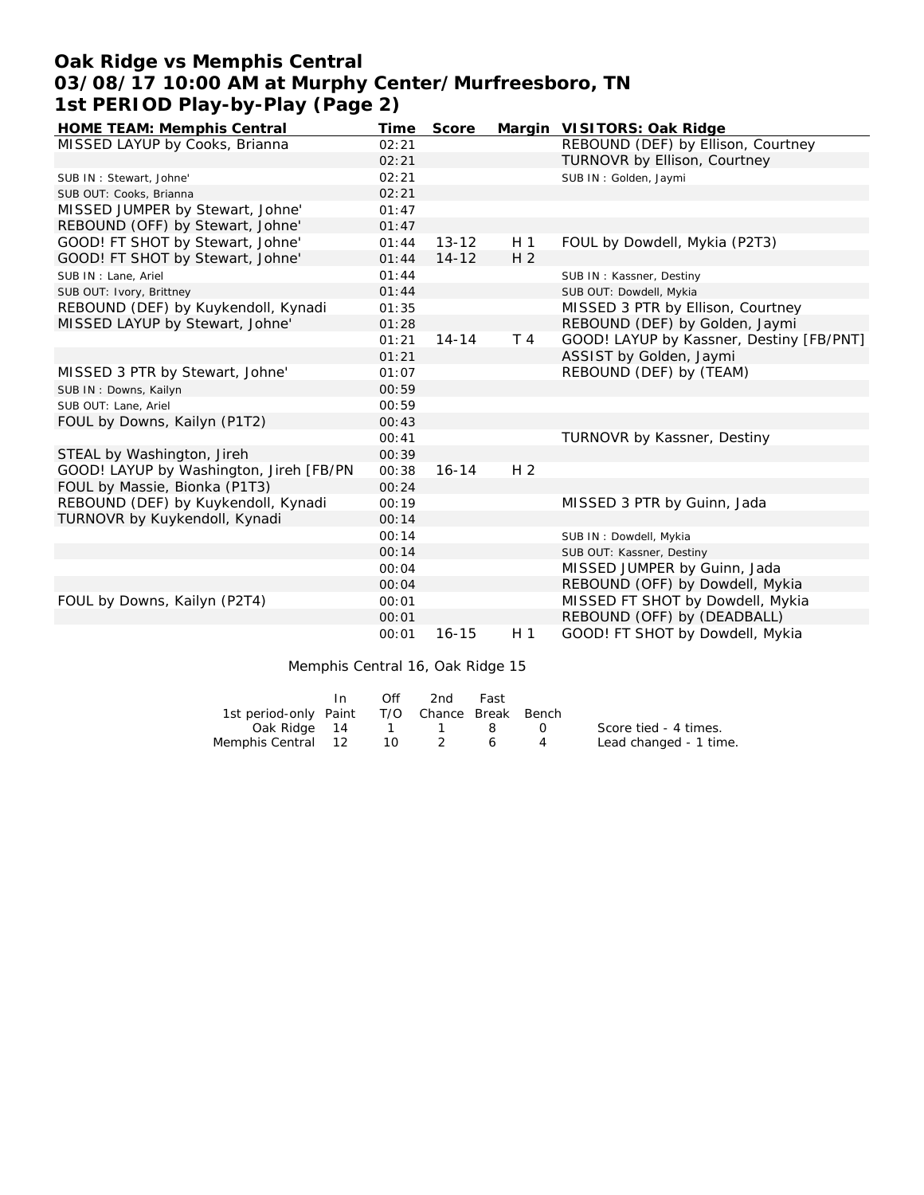# Oak Ridge vs Memphis Central
## 03/08/17 10:00 AM at Murphy Center/Murfreesboro, TN
## 1st PERIOD Play-by-Play (Page 2)

| HOME TEAM: Memphis Central | Time | Score | Margin | VISITORS: Oak Ridge |
|---|---|---|---|---|
| MISSED LAYUP by Cooks, Brianna | 02:21 | | | REBOUND (DEF) by Ellison, Courtney |
| | 02:21 | | | TURNOVR by Ellison, Courtney |
| SUB IN : Stewart, Johne' | 02:21 | | | SUB IN : Golden, Jaymi |
| SUB OUT: Cooks, Brianna | 02:21 | | | |
| MISSED JUMPER by Stewart, Johne' | 01:47 | | | |
| REBOUND (OFF) by Stewart, Johne' | 01:47 | | | |
| GOOD! FT SHOT by Stewart, Johne' | 01:44 | 13-12 | H 1 | FOUL by Dowdell, Mykia (P2T3) |
| GOOD! FT SHOT by Stewart, Johne' | 01:44 | 14-12 | H 2 | |
| SUB IN : Lane, Ariel | 01:44 | | | SUB IN : Kassner, Destiny |
| SUB OUT: Ivory, Brittney | 01:44 | | | SUB OUT: Dowdell, Mykia |
| REBOUND (DEF) by Kuykendoll, Kynadi | 01:35 | | | MISSED 3 PTR by Ellison, Courtney |
| MISSED LAYUP by Stewart, Johne' | 01:28 | | | REBOUND (DEF) by Golden, Jaymi |
| | 01:21 | 14-14 | T 4 | GOOD! LAYUP by Kassner, Destiny [FB/PNT] |
| | 01:21 | | | ASSIST by Golden, Jaymi |
| MISSED 3 PTR by Stewart, Johne' | 01:07 | | | REBOUND (DEF) by (TEAM) |
| SUB IN : Downs, Kailyn | 00:59 | | | |
| SUB OUT: Lane, Ariel | 00:59 | | | |
| FOUL by Downs, Kailyn (P1T2) | 00:43 | | | |
| | 00:41 | | | TURNOVR by Kassner, Destiny |
| STEAL by Washington, Jireh | 00:39 | | | |
| GOOD! LAYUP by Washington, Jireh [FB/PN | 00:38 | 16-14 | H 2 | |
| FOUL by Massie, Bionka (P1T3) | 00:24 | | | |
| REBOUND (DEF) by Kuykendoll, Kynadi | 00:19 | | | MISSED 3 PTR by Guinn, Jada |
| TURNOVR by Kuykendoll, Kynadi | 00:14 | | | |
| | 00:14 | | | SUB IN : Dowdell, Mykia |
| | 00:14 | | | SUB OUT: Kassner, Destiny |
| | 00:04 | | | MISSED JUMPER by Guinn, Jada |
| | 00:04 | | | REBOUND (OFF) by Dowdell, Mykia |
| FOUL by Downs, Kailyn (P2T4) | 00:01 | | | MISSED FT SHOT by Dowdell, Mykia |
| | 00:01 | | | REBOUND (OFF) by (DEADBALL) |
| | 00:01 | 16-15 | H 1 | GOOD! FT SHOT by Dowdell, Mykia |

Memphis Central 16, Oak Ridge 15

| 1st period-only | In Paint | Off T/O | 2nd Chance | Fast Break | Bench |
|---|---|---|---|---|---|
| Oak Ridge | 14 | 1 | 1 | 8 | 0 |
| Memphis Central | 12 | 10 | 2 | 6 | 4 |

Score tied - 4 times.
Lead changed - 1 time.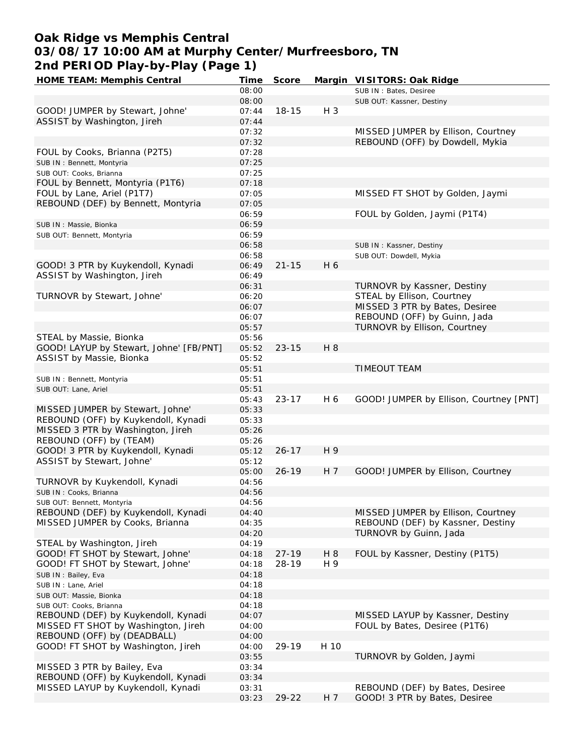# Oak Ridge vs Memphis Central
## 03/08/17 10:00 AM at Murphy Center/Murfreesboro, TN
## 2nd PERIOD Play-by-Play (Page 1)

| HOME TEAM: Memphis Central | Time | Score | Margin | VISITORS: Oak Ridge |
|---|---|---|---|---|
| | 08:00 | | | SUB IN : Bates, Desiree |
| | 08:00 | | | SUB OUT: Kassner, Destiny |
| GOOD! JUMPER by Stewart, Johne' | 07:44 | 18-15 | H 3 | |
| ASSIST by Washington, Jireh | 07:44 | | | |
| | 07:32 | | | MISSED JUMPER by Ellison, Courtney |
| | 07:32 | | | REBOUND (OFF) by Dowdell, Mykia |
| FOUL by Cooks, Brianna (P2T5) | 07:28 | | | |
| SUB IN : Bennett, Montyria | 07:25 | | | |
| SUB OUT: Cooks, Brianna | 07:25 | | | |
| FOUL by Bennett, Montyria (P1T6) | 07:18 | | | |
| FOUL by Lane, Ariel (P1T7) | 07:05 | | | MISSED FT SHOT by Golden, Jaymi |
| REBOUND (DEF) by Bennett, Montyria | 07:05 | | | |
| | 06:59 | | | FOUL by Golden, Jaymi (P1T4) |
| SUB IN : Massie, Bionka | 06:59 | | | |
| SUB OUT: Bennett, Montyria | 06:59 | | | |
| | 06:58 | | | SUB IN : Kassner, Destiny |
| | 06:58 | | | SUB OUT: Dowdell, Mykia |
| GOOD! 3 PTR by Kuykendoll, Kynadi | 06:49 | 21-15 | H 6 | |
| ASSIST by Washington, Jireh | 06:49 | | | |
| | 06:31 | | | TURNOVR by Kassner, Destiny |
| TURNOVR by Stewart, Johne' | 06:20 | | | STEAL by Ellison, Courtney |
| | 06:07 | | | MISSED 3 PTR by Bates, Desiree |
| | 06:07 | | | REBOUND (OFF) by Guinn, Jada |
| | 05:57 | | | TURNOVR by Ellison, Courtney |
| STEAL by Massie, Bionka | 05:56 | | | |
| GOOD! LAYUP by Stewart, Johne' [FB/PNT] | 05:52 | 23-15 | H 8 | |
| ASSIST by Massie, Bionka | 05:52 | | | |
| | 05:51 | | | TIMEOUT TEAM |
| SUB IN : Bennett, Montyria | 05:51 | | | |
| SUB OUT: Lane, Ariel | 05:51 | | | |
| | 05:43 | 23-17 | H 6 | GOOD! JUMPER by Ellison, Courtney [PNT] |
| MISSED JUMPER by Stewart, Johne' | 05:33 | | | |
| REBOUND (OFF) by Kuykendoll, Kynadi | 05:33 | | | |
| MISSED 3 PTR by Washington, Jireh | 05:26 | | | |
| REBOUND (OFF) by (TEAM) | 05:26 | | | |
| GOOD! 3 PTR by Kuykendoll, Kynadi | 05:12 | 26-17 | H 9 | |
| ASSIST by Stewart, Johne' | 05:12 | | | |
| | 05:00 | 26-19 | H 7 | GOOD! JUMPER by Ellison, Courtney |
| TURNOVR by Kuykendoll, Kynadi | 04:56 | | | |
| SUB IN : Cooks, Brianna | 04:56 | | | |
| SUB OUT: Bennett, Montyria | 04:56 | | | |
| REBOUND (DEF) by Kuykendoll, Kynadi | 04:40 | | | MISSED JUMPER by Ellison, Courtney |
| MISSED JUMPER by Cooks, Brianna | 04:35 | | | REBOUND (DEF) by Kassner, Destiny |
| | 04:20 | | | TURNOVR by Guinn, Jada |
| STEAL by Washington, Jireh | 04:19 | | | |
| GOOD! FT SHOT by Stewart, Johne' | 04:18 | 27-19 | H 8 | FOUL by Kassner, Destiny (P1T5) |
| GOOD! FT SHOT by Stewart, Johne' | 04:18 | 28-19 | H 9 | |
| SUB IN : Bailey, Eva | 04:18 | | | |
| SUB IN : Lane, Ariel | 04:18 | | | |
| SUB OUT: Massie, Bionka | 04:18 | | | |
| SUB OUT: Cooks, Brianna | 04:18 | | | |
| REBOUND (DEF) by Kuykendoll, Kynadi | 04:07 | | | MISSED LAYUP by Kassner, Destiny |
| MISSED FT SHOT by Washington, Jireh | 04:00 | | | FOUL by Bates, Desiree (P1T6) |
| REBOUND (OFF) by (DEADBALL) | 04:00 | | | |
| GOOD! FT SHOT by Washington, Jireh | 04:00 | 29-19 | H 10 | |
| | 03:55 | | | TURNOVR by Golden, Jaymi |
| MISSED 3 PTR by Bailey, Eva | 03:34 | | | |
| REBOUND (OFF) by Kuykendoll, Kynadi | 03:34 | | | |
| MISSED LAYUP by Kuykendoll, Kynadi | 03:31 | | | REBOUND (DEF) by Bates, Desiree |
| | 03:23 | 29-22 | H 7 | GOOD! 3 PTR by Bates, Desiree |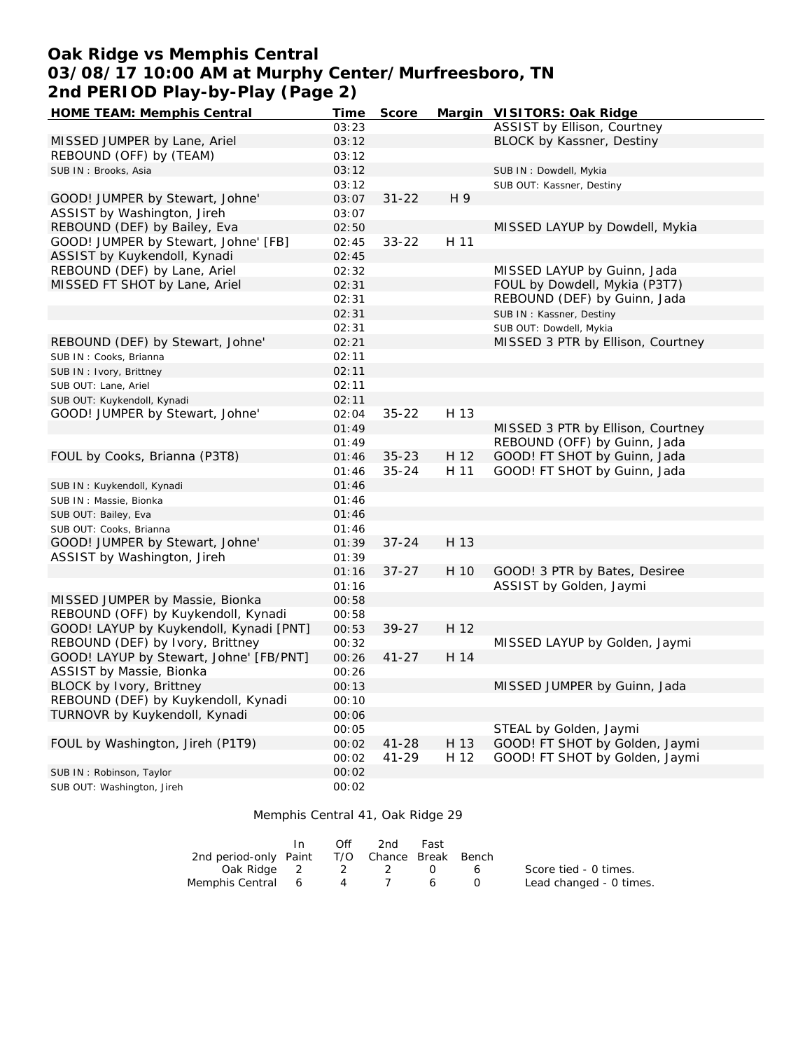# Oak Ridge vs Memphis Central
## 03/08/17 10:00 AM at Murphy Center/Murfreesboro, TN
## 2nd PERIOD Play-by-Play (Page 2)

| HOME TEAM: Memphis Central | Time | Score | Margin | VISITORS: Oak Ridge |
|---|---|---|---|---|
| | 03:23 | | | ASSIST by Ellison, Courtney |
| MISSED JUMPER by Lane, Ariel | 03:12 | | | BLOCK by Kassner, Destiny |
| REBOUND (OFF) by (TEAM) | 03:12 | | | |
| SUB IN : Brooks, Asia | 03:12 | | | SUB IN : Dowdell, Mykia |
| | 03:12 | | | SUB OUT: Kassner, Destiny |
| GOOD! JUMPER by Stewart, Johne' | 03:07 | 31-22 | H 9 | |
| ASSIST by Washington, Jireh | 03:07 | | | |
| REBOUND (DEF) by Bailey, Eva | 02:50 | | | MISSED LAYUP by Dowdell, Mykia |
| GOOD! JUMPER by Stewart, Johne' [FB] | 02:45 | 33-22 | H 11 | |
| ASSIST by Kuykendoll, Kynadi | 02:45 | | | |
| REBOUND (DEF) by Lane, Ariel | 02:32 | | | MISSED LAYUP by Guinn, Jada |
| MISSED FT SHOT by Lane, Ariel | 02:31 | | | FOUL by Dowdell, Mykia (P3T7) |
| | 02:31 | | | REBOUND (DEF) by Guinn, Jada |
| | 02:31 | | | SUB IN : Kassner, Destiny |
| | 02:31 | | | SUB OUT: Dowdell, Mykia |
| REBOUND (DEF) by Stewart, Johne' | 02:21 | | | MISSED 3 PTR by Ellison, Courtney |
| SUB IN : Cooks, Brianna | 02:11 | | | |
| SUB IN : Ivory, Brittney | 02:11 | | | |
| SUB OUT: Lane, Ariel | 02:11 | | | |
| SUB OUT: Kuykendoll, Kynadi | 02:11 | | | |
| GOOD! JUMPER by Stewart, Johne' | 02:04 | 35-22 | H 13 | |
| | 01:49 | | | MISSED 3 PTR by Ellison, Courtney |
| | 01:49 | | | REBOUND (OFF) by Guinn, Jada |
| FOUL by Cooks, Brianna (P3T8) | 01:46 | 35-23 | H 12 | GOOD! FT SHOT by Guinn, Jada |
| | 01:46 | 35-24 | H 11 | GOOD! FT SHOT by Guinn, Jada |
| SUB IN : Kuykendoll, Kynadi | 01:46 | | | |
| SUB IN : Massie, Bionka | 01:46 | | | |
| SUB OUT: Bailey, Eva | 01:46 | | | |
| SUB OUT: Cooks, Brianna | 01:46 | | | |
| GOOD! JUMPER by Stewart, Johne' | 01:39 | 37-24 | H 13 | |
| ASSIST by Washington, Jireh | 01:39 | | | |
| | 01:16 | 37-27 | H 10 | GOOD! 3 PTR by Bates, Desiree |
| | 01:16 | | | ASSIST by Golden, Jaymi |
| MISSED JUMPER by Massie, Bionka | 00:58 | | | |
| REBOUND (OFF) by Kuykendoll, Kynadi | 00:58 | | | |
| GOOD! LAYUP by Kuykendoll, Kynadi [PNT] | 00:53 | 39-27 | H 12 | |
| REBOUND (DEF) by Ivory, Brittney | 00:32 | | | MISSED LAYUP by Golden, Jaymi |
| GOOD! LAYUP by Stewart, Johne' [FB/PNT] | 00:26 | 41-27 | H 14 | |
| ASSIST by Massie, Bionka | 00:26 | | | |
| BLOCK by Ivory, Brittney | 00:13 | | | MISSED JUMPER by Guinn, Jada |
| REBOUND (DEF) by Kuykendoll, Kynadi | 00:10 | | | |
| TURNOVR by Kuykendoll, Kynadi | 00:06 | | | |
| | 00:05 | | | STEAL by Golden, Jaymi |
| FOUL by Washington, Jireh (P1T9) | 00:02 | 41-28 | H 13 | GOOD! FT SHOT by Golden, Jaymi |
| | 00:02 | 41-29 | H 12 | GOOD! FT SHOT by Golden, Jaymi |
| SUB IN : Robinson, Taylor | 00:02 | | | |
| SUB OUT: Washington, Jireh | 00:02 | | | |

Memphis Central 41, Oak Ridge 29

| 2nd period-only | In Paint | Off T/O | 2nd Chance | Fast Break | Bench |
|---|---|---|---|---|---|
| Oak Ridge | 2 | 2 | 2 | 0 | 6 |
| Memphis Central | 6 | 4 | 7 | 6 | 0 |

Score tied - 0 times.
Lead changed - 0 times.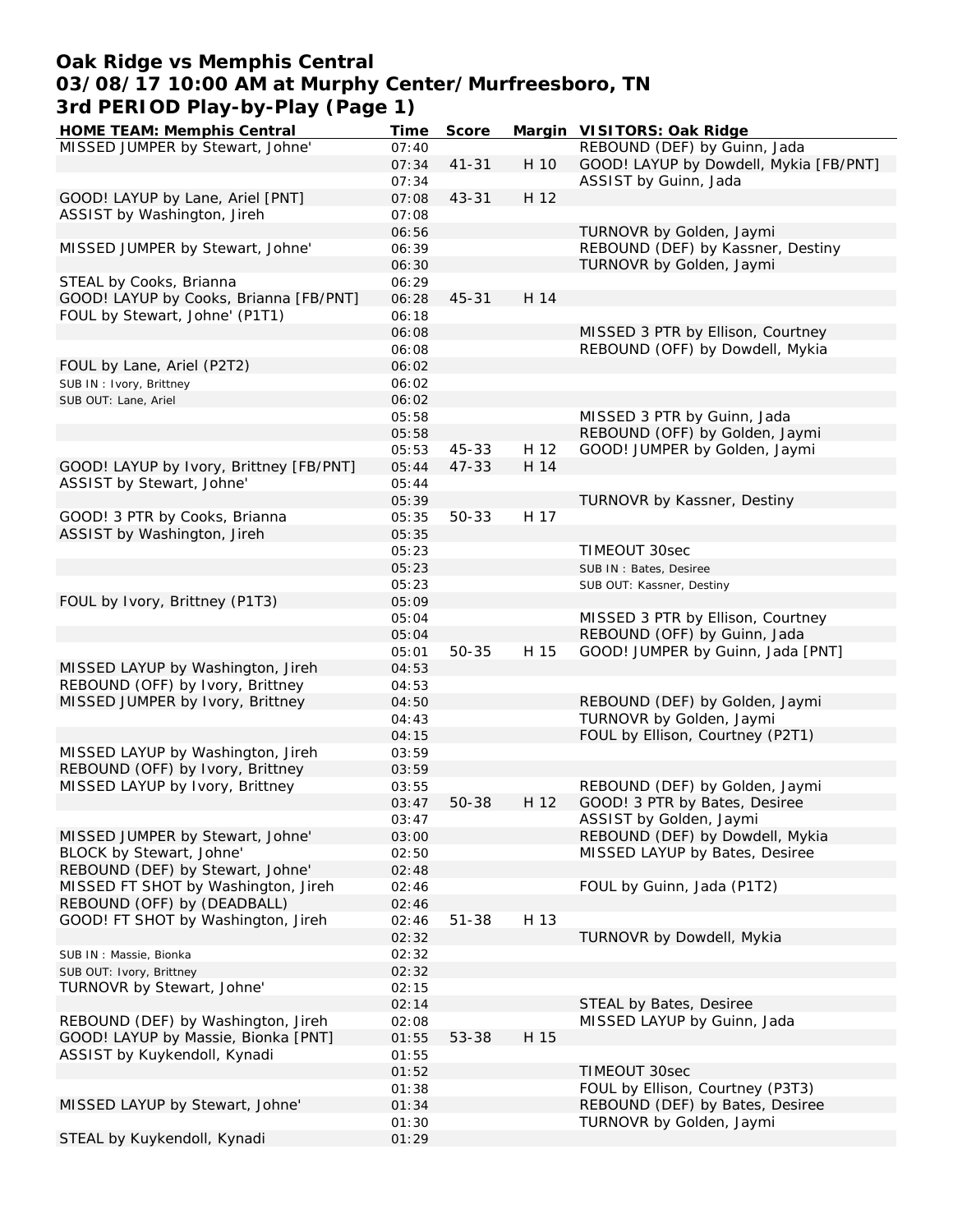# Oak Ridge vs Memphis Central
## 03/08/17 10:00 AM at Murphy Center/Murfreesboro, TN
## 3rd PERIOD Play-by-Play (Page 1)

| HOME TEAM: Memphis Central | Time | Score | Margin | VISITORS: Oak Ridge |
|---|---|---|---|---|
| MISSED JUMPER by Stewart, Johne' | 07:40 | | | REBOUND (DEF) by Guinn, Jada |
| | 07:34 | 41-31 | H 10 | GOOD! LAYUP by Dowdell, Mykia [FB/PNT] |
| | 07:34 | | | ASSIST by Guinn, Jada |
| GOOD! LAYUP by Lane, Ariel [PNT] | 07:08 | 43-31 | H 12 | |
| ASSIST by Washington, Jireh | 07:08 | | | |
| | 06:56 | | | TURNOVR by Golden, Jaymi |
| MISSED JUMPER by Stewart, Johne' | 06:39 | | | REBOUND (DEF) by Kassner, Destiny |
| | 06:30 | | | TURNOVR by Golden, Jaymi |
| STEAL by Cooks, Brianna | 06:29 | | | |
| GOOD! LAYUP by Cooks, Brianna [FB/PNT] | 06:28 | 45-31 | H 14 | |
| FOUL by Stewart, Johne' (P1T1) | 06:18 | | | |
| | 06:08 | | | MISSED 3 PTR by Ellison, Courtney |
| | 06:08 | | | REBOUND (OFF) by Dowdell, Mykia |
| FOUL by Lane, Ariel (P2T2) | 06:02 | | | |
| SUB IN : Ivory, Brittney | 06:02 | | | |
| SUB OUT: Lane, Ariel | 06:02 | | | |
| | 05:58 | | | MISSED 3 PTR by Guinn, Jada |
| | 05:58 | | | REBOUND (OFF) by Golden, Jaymi |
| | 05:53 | 45-33 | H 12 | GOOD! JUMPER by Golden, Jaymi |
| GOOD! LAYUP by Ivory, Brittney [FB/PNT] | 05:44 | 47-33 | H 14 | |
| ASSIST by Stewart, Johne' | 05:44 | | | |
| | 05:39 | | | TURNOVR by Kassner, Destiny |
| GOOD! 3 PTR by Cooks, Brianna | 05:35 | 50-33 | H 17 | |
| ASSIST by Washington, Jireh | 05:35 | | | |
| | 05:23 | | | TIMEOUT 30sec |
| | 05:23 | | | SUB IN : Bates, Desiree |
| | 05:23 | | | SUB OUT: Kassner, Destiny |
| FOUL by Ivory, Brittney (P1T3) | 05:09 | | | |
| | 05:04 | | | MISSED 3 PTR by Ellison, Courtney |
| | 05:04 | | | REBOUND (OFF) by Guinn, Jada |
| | 05:01 | 50-35 | H 15 | GOOD! JUMPER by Guinn, Jada [PNT] |
| MISSED LAYUP by Washington, Jireh | 04:53 | | | |
| REBOUND (OFF) by Ivory, Brittney | 04:53 | | | |
| MISSED JUMPER by Ivory, Brittney | 04:50 | | | REBOUND (DEF) by Golden, Jaymi |
| | 04:43 | | | TURNOVR by Golden, Jaymi |
| | 04:15 | | | FOUL by Ellison, Courtney (P2T1) |
| MISSED LAYUP by Washington, Jireh | 03:59 | | | |
| REBOUND (OFF) by Ivory, Brittney | 03:59 | | | |
| MISSED LAYUP by Ivory, Brittney | 03:55 | | | REBOUND (DEF) by Golden, Jaymi |
| | 03:47 | 50-38 | H 12 | GOOD! 3 PTR by Bates, Desiree |
| | 03:47 | | | ASSIST by Golden, Jaymi |
| MISSED JUMPER by Stewart, Johne' | 03:00 | | | REBOUND (DEF) by Dowdell, Mykia |
| BLOCK by Stewart, Johne' | 02:50 | | | MISSED LAYUP by Bates, Desiree |
| REBOUND (DEF) by Stewart, Johne' | 02:48 | | | |
| MISSED FT SHOT by Washington, Jireh | 02:46 | | | FOUL by Guinn, Jada (P1T2) |
| REBOUND (OFF) by (DEADBALL) | 02:46 | | | |
| GOOD! FT SHOT by Washington, Jireh | 02:46 | 51-38 | H 13 | |
| | 02:32 | | | TURNOVR by Dowdell, Mykia |
| SUB IN : Massie, Bionka | 02:32 | | | |
| SUB OUT: Ivory, Brittney | 02:32 | | | |
| TURNOVR by Stewart, Johne' | 02:15 | | | |
| | 02:14 | | | STEAL by Bates, Desiree |
| REBOUND (DEF) by Washington, Jireh | 02:08 | | | MISSED LAYUP by Guinn, Jada |
| GOOD! LAYUP by Massie, Bionka [PNT] | 01:55 | 53-38 | H 15 | |
| ASSIST by Kuykendoll, Kynadi | 01:55 | | | |
| | 01:52 | | | TIMEOUT 30sec |
| | 01:38 | | | FOUL by Ellison, Courtney (P3T3) |
| MISSED LAYUP by Stewart, Johne' | 01:34 | | | REBOUND (DEF) by Bates, Desiree |
| | 01:30 | | | TURNOVR by Golden, Jaymi |
| STEAL by Kuykendoll, Kynadi | 01:29 | | | |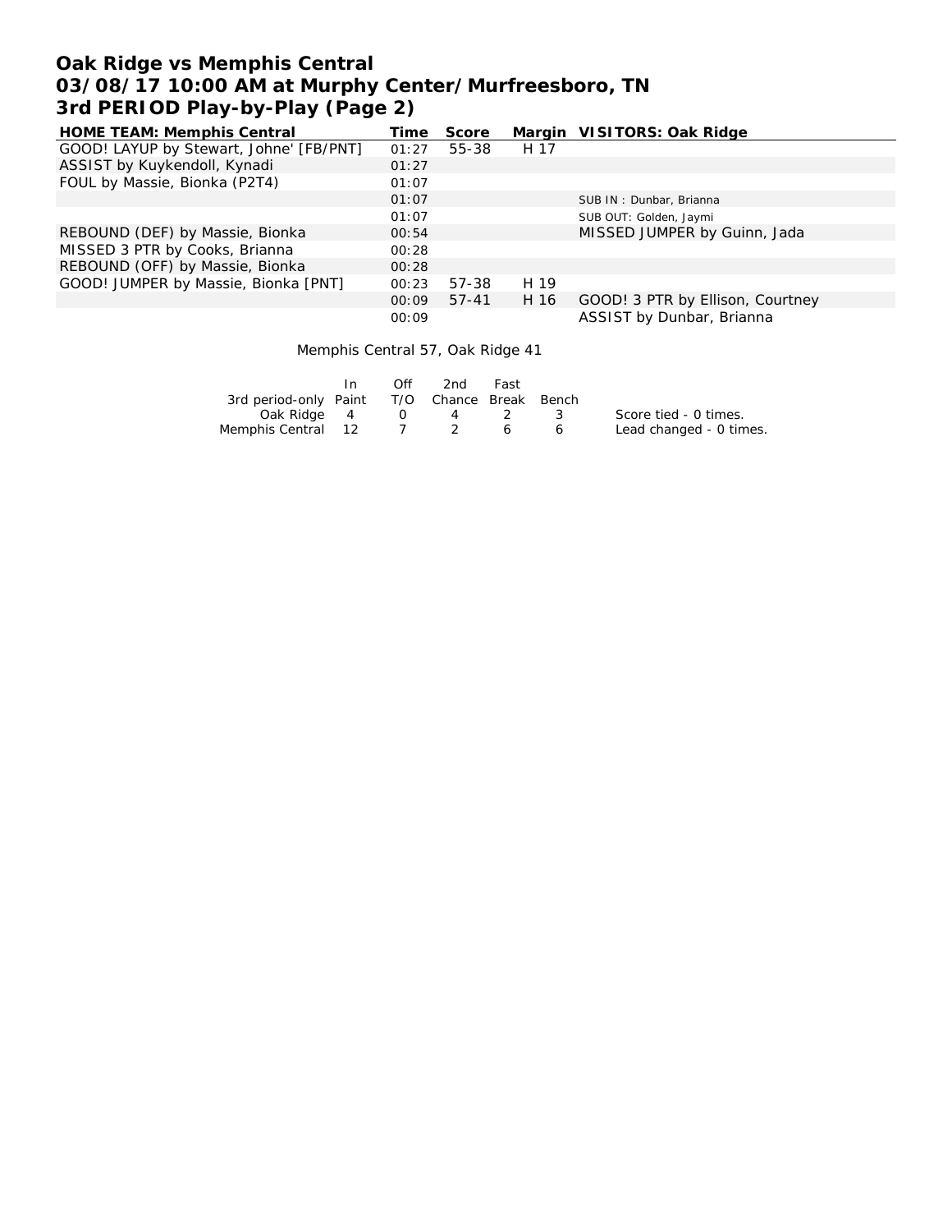# Oak Ridge vs Memphis Central
## 03/08/17 10:00 AM at Murphy Center/Murfreesboro, TN
## 3rd PERIOD Play-by-Play (Page 2)

| HOME TEAM: Memphis Central | Time | Score | Margin | VISITORS: Oak Ridge |
|---|---|---|---|---|
| GOOD! LAYUP by Stewart, Johne' [FB/PNT] | 01:27 | 55-38 | H 17 | |
| ASSIST by Kuykendoll, Kynadi | 01:27 | | | |
| FOUL by Massie, Bionka (P2T4) | 01:07 | | | |
| | 01:07 | | | SUB IN : Dunbar, Brianna |
| | 01:07 | | | SUB OUT: Golden, Jaymi |
| REBOUND (DEF) by Massie, Bionka | 00:54 | | | MISSED JUMPER by Guinn, Jada |
| MISSED 3 PTR by Cooks, Brianna | 00:28 | | | |
| REBOUND (OFF) by Massie, Bionka | 00:28 | | | |
| GOOD! JUMPER by Massie, Bionka [PNT] | 00:23 | 57-38 | H 19 | |
| | 00:09 | 57-41 | H 16 | GOOD! 3 PTR by Ellison, Courtney |
| | 00:09 | | | ASSIST by Dunbar, Brianna |

Memphis Central 57, Oak Ridge 41

| 3rd period-only | In Paint | Off T/O | 2nd Chance | Fast Break | Bench |
|---|---|---|---|---|---|
| Oak Ridge | 4 | 0 | 4 | 2 | 3 |
| Memphis Central | 12 | 7 | 2 | 6 | 6 |

Score tied - 0 times.
Lead changed - 0 times.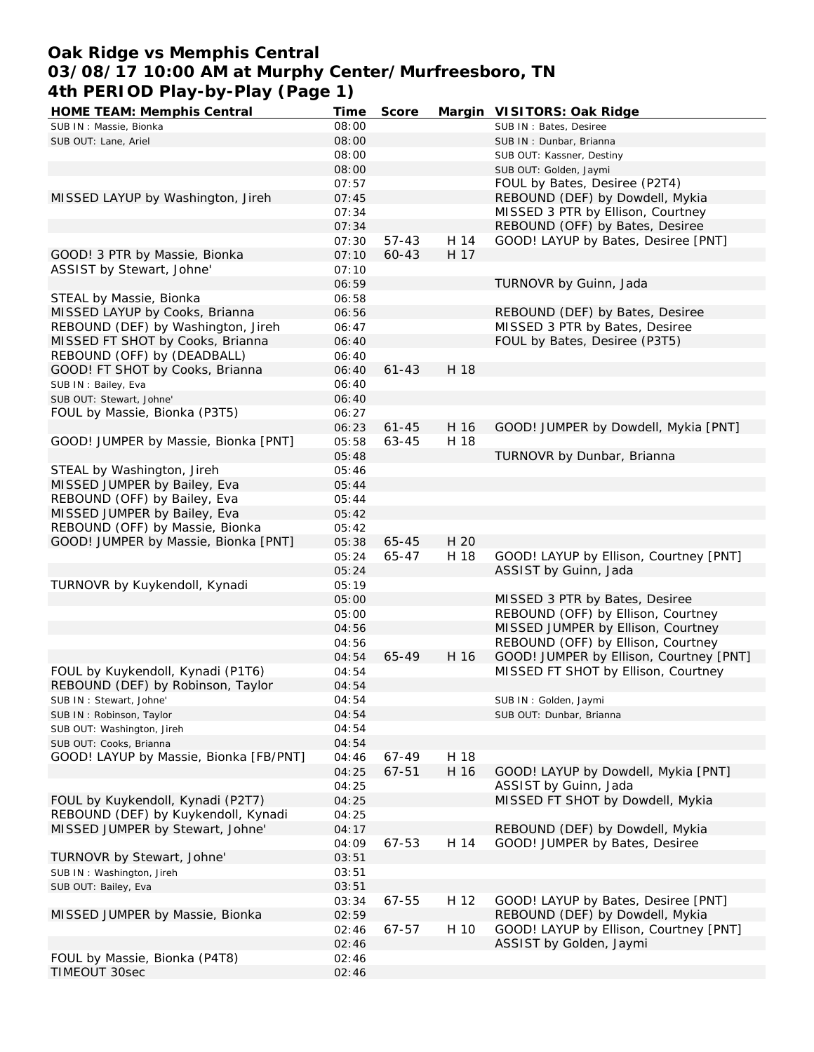# Oak Ridge vs Memphis Central
## 03/08/17 10:00 AM at Murphy Center/Murfreesboro, TN
## 4th PERIOD Play-by-Play (Page 1)

| HOME TEAM: Memphis Central | Time | Score | Margin | VISITORS: Oak Ridge |
|---|---|---|---|---|
| SUB IN : Massie, Bionka | 08:00 | | | SUB IN : Bates, Desiree |
| SUB OUT: Lane, Ariel | 08:00 | | | SUB IN : Dunbar, Brianna |
| | 08:00 | | | SUB OUT: Kassner, Destiny |
| | 08:00 | | | SUB OUT: Golden, Jaymi |
| | 07:57 | | | FOUL by Bates, Desiree (P2T4) |
| MISSED LAYUP by Washington, Jireh | 07:45 | | | REBOUND (DEF) by Dowdell, Mykia |
| | 07:34 | | | MISSED 3 PTR by Ellison, Courtney |
| | 07:34 | | | REBOUND (OFF) by Bates, Desiree |
| | 07:30 | 57-43 | H 14 | GOOD! LAYUP by Bates, Desiree [PNT] |
| GOOD! 3 PTR by Massie, Bionka | 07:10 | 60-43 | H 17 | |
| ASSIST by Stewart, Johne' | 07:10 | | | |
| | 06:59 | | | TURNOVR by Guinn, Jada |
| STEAL by Massie, Bionka | 06:58 | | | |
| MISSED LAYUP by Cooks, Brianna | 06:56 | | | REBOUND (DEF) by Bates, Desiree |
| REBOUND (DEF) by Washington, Jireh | 06:47 | | | MISSED 3 PTR by Bates, Desiree |
| MISSED FT SHOT by Cooks, Brianna | 06:40 | | | FOUL by Bates, Desiree (P3T5) |
| REBOUND (OFF) by (DEADBALL) | 06:40 | | | |
| GOOD! FT SHOT by Cooks, Brianna | 06:40 | 61-43 | H 18 | |
| SUB IN : Bailey, Eva | 06:40 | | | |
| SUB OUT: Stewart, Johne' | 06:40 | | | |
| FOUL by Massie, Bionka (P3T5) | 06:27 | | | |
| | 06:23 | 61-45 | H 16 | GOOD! JUMPER by Dowdell, Mykia [PNT] |
| GOOD! JUMPER by Massie, Bionka [PNT] | 05:58 | 63-45 | H 18 | |
| | 05:48 | | | TURNOVR by Dunbar, Brianna |
| STEAL by Washington, Jireh | 05:46 | | | |
| MISSED JUMPER by Bailey, Eva | 05:44 | | | |
| REBOUND (OFF) by Bailey, Eva | 05:44 | | | |
| MISSED JUMPER by Bailey, Eva | 05:42 | | | |
| REBOUND (OFF) by Massie, Bionka | 05:42 | | | |
| GOOD! JUMPER by Massie, Bionka [PNT] | 05:38 | 65-45 | H 20 | |
| | 05:24 | 65-47 | H 18 | GOOD! LAYUP by Ellison, Courtney [PNT] |
| | 05:24 | | | ASSIST by Guinn, Jada |
| TURNOVR by Kuykendoll, Kynadi | 05:19 | | | |
| | 05:00 | | | MISSED 3 PTR by Bates, Desiree |
| | 05:00 | | | REBOUND (OFF) by Ellison, Courtney |
| | 04:56 | | | MISSED JUMPER by Ellison, Courtney |
| | 04:56 | | | REBOUND (OFF) by Ellison, Courtney |
| | 04:54 | 65-49 | H 16 | GOOD! JUMPER by Ellison, Courtney [PNT] |
| FOUL by Kuykendoll, Kynadi (P1T6) | 04:54 | | | MISSED FT SHOT by Ellison, Courtney |
| REBOUND (DEF) by Robinson, Taylor | 04:54 | | | |
| SUB IN : Stewart, Johne' | 04:54 | | | SUB IN : Golden, Jaymi |
| SUB IN : Robinson, Taylor | 04:54 | | | SUB OUT: Dunbar, Brianna |
| SUB OUT: Washington, Jireh | 04:54 | | | |
| SUB OUT: Cooks, Brianna | 04:54 | | | |
| GOOD! LAYUP by Massie, Bionka [FB/PNT] | 04:46 | 67-49 | H 18 | |
| | 04:25 | 67-51 | H 16 | GOOD! LAYUP by Dowdell, Mykia [PNT] |
| | 04:25 | | | ASSIST by Guinn, Jada |
| FOUL by Kuykendoll, Kynadi (P2T7) | 04:25 | | | MISSED FT SHOT by Dowdell, Mykia |
| REBOUND (DEF) by Kuykendoll, Kynadi | 04:25 | | | |
| MISSED JUMPER by Stewart, Johne' | 04:17 | | | REBOUND (DEF) by Dowdell, Mykia |
| | 04:09 | 67-53 | H 14 | GOOD! JUMPER by Bates, Desiree |
| TURNOVR by Stewart, Johne' | 03:51 | | | |
| SUB IN : Washington, Jireh | 03:51 | | | |
| SUB OUT: Bailey, Eva | 03:51 | | | |
| | 03:34 | 67-55 | H 12 | GOOD! LAYUP by Bates, Desiree [PNT] |
| MISSED JUMPER by Massie, Bionka | 02:59 | | | REBOUND (DEF) by Dowdell, Mykia |
| | 02:46 | 67-57 | H 10 | GOOD! LAYUP by Ellison, Courtney [PNT] |
| | 02:46 | | | ASSIST by Golden, Jaymi |
| FOUL by Massie, Bionka (P4T8) | 02:46 | | | |
| TIMEOUT 30sec | 02:46 | | | |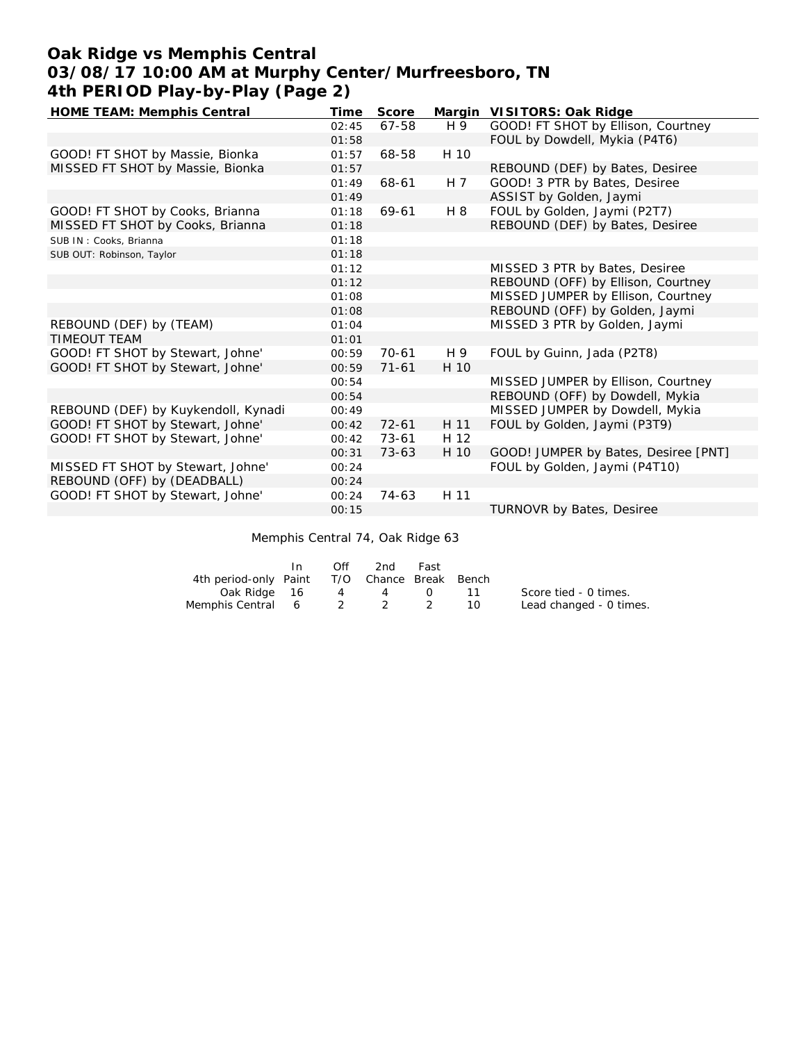# Oak Ridge vs Memphis Central
## 03/08/17 10:00 AM at Murphy Center/Murfreesboro, TN
## 4th PERIOD Play-by-Play (Page 2)

| HOME TEAM: Memphis Central | Time | Score | Margin | VISITORS: Oak Ridge |
|---|---|---|---|---|
| | 02:45 | 67-58 | H 9 | GOOD! FT SHOT by Ellison, Courtney |
| | 01:58 | | | FOUL by Dowdell, Mykia (P4T6) |
| GOOD! FT SHOT by Massie, Bionka | 01:57 | 68-58 | H 10 | |
| MISSED FT SHOT by Massie, Bionka | 01:57 | | | REBOUND (DEF) by Bates, Desiree |
| | 01:49 | 68-61 | H 7 | GOOD! 3 PTR by Bates, Desiree |
| | 01:49 | | | ASSIST by Golden, Jaymi |
| GOOD! FT SHOT by Cooks, Brianna | 01:18 | 69-61 | H 8 | FOUL by Golden, Jaymi (P2T7) |
| MISSED FT SHOT by Cooks, Brianna | 01:18 | | | REBOUND (DEF) by Bates, Desiree |
| SUB IN : Cooks, Brianna | 01:18 | | | |
| SUB OUT: Robinson, Taylor | 01:18 | | | |
| | 01:12 | | | MISSED 3 PTR by Bates, Desiree |
| | 01:12 | | | REBOUND (OFF) by Ellison, Courtney |
| | 01:08 | | | MISSED JUMPER by Ellison, Courtney |
| | 01:08 | | | REBOUND (OFF) by Golden, Jaymi |
| REBOUND (DEF) by (TEAM) | 01:04 | | | MISSED 3 PTR by Golden, Jaymi |
| TIMEOUT TEAM | 01:01 | | | |
| GOOD! FT SHOT by Stewart, Johne' | 00:59 | 70-61 | H 9 | FOUL by Guinn, Jada (P2T8) |
| GOOD! FT SHOT by Stewart, Johne' | 00:59 | 71-61 | H 10 | |
| | 00:54 | | | MISSED JUMPER by Ellison, Courtney |
| | 00:54 | | | REBOUND (OFF) by Dowdell, Mykia |
| REBOUND (DEF) by Kuykendoll, Kynadi | 00:49 | | | MISSED JUMPER by Dowdell, Mykia |
| GOOD! FT SHOT by Stewart, Johne' | 00:42 | 72-61 | H 11 | FOUL by Golden, Jaymi (P3T9) |
| GOOD! FT SHOT by Stewart, Johne' | 00:42 | 73-61 | H 12 | |
| | 00:31 | 73-63 | H 10 | GOOD! JUMPER by Bates, Desiree [PNT] |
| MISSED FT SHOT by Stewart, Johne' | 00:24 | | | FOUL by Golden, Jaymi (P4T10) |
| REBOUND (OFF) by (DEADBALL) | 00:24 | | | |
| GOOD! FT SHOT by Stewart, Johne' | 00:24 | 74-63 | H 11 | |
| | 00:15 | | | TURNOVR by Bates, Desiree |

Memphis Central 74, Oak Ridge 63

| 4th period-only | In Paint | Off T/O | 2nd Chance | Fast Break | Bench |
|---|---|---|---|---|---|
| Oak Ridge | 16 | 4 | 4 | 0 | 11 |
| Memphis Central | 6 | 2 | 2 | 2 | 10 |

Score tied - 0 times.
Lead changed - 0 times.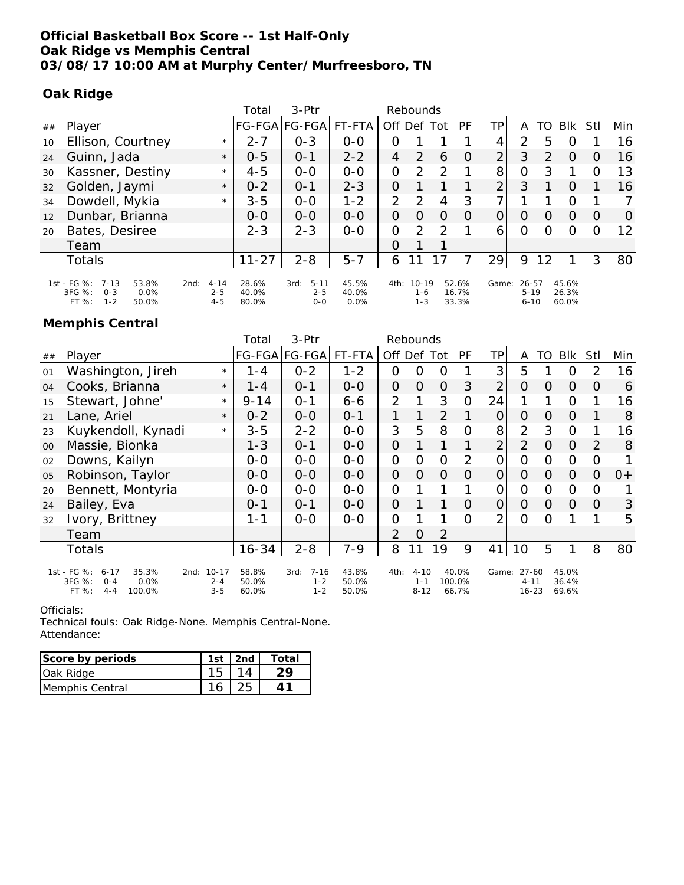**Official Basketball Box Score -- 1st Half-Only**
**Oak Ridge vs Memphis Central**
**03/08/17 10:00 AM at Murphy Center/Murfreesboro, TN**

### Oak Ridge

| ## | Player | | Total FG-FGA | 3-Ptr FG-FGA | FT-FTA | Rebounds Off | Def | Tot | PF | TP | A | TO | Blk | Stl | Min |
|---|---|---|---|---|---|---|---|---|---|---|---|---|---|---|---|
| 10 | Ellison, Courtney | * | 2-7 | 0-3 | 0-0 | 0 | 1 | 1 | 1 | 4 | 2 | 5 | 0 | 1 | 16 |
| 24 | Guinn, Jada | * | 0-5 | 0-1 | 2-2 | 4 | 2 | 6 | 0 | 2 | 3 | 2 | 0 | 0 | 16 |
| 30 | Kassner, Destiny | * | 4-5 | 0-0 | 0-0 | 0 | 2 | 2 | 1 | 8 | 0 | 3 | 1 | 0 | 13 |
| 32 | Golden, Jaymi | * | 0-2 | 0-1 | 2-3 | 0 | 1 | 1 | 1 | 2 | 3 | 1 | 0 | 1 | 16 |
| 34 | Dowdell, Mykia | * | 3-5 | 0-0 | 1-2 | 2 | 2 | 4 | 3 | 7 | 1 | 1 | 0 | 1 | 7 |
| 12 | Dunbar, Brianna | | 0-0 | 0-0 | 0-0 | 0 | 0 | 0 | 0 | 0 | 0 | 0 | 0 | 0 | 0 |
| 20 | Bates, Desiree | | 2-3 | 2-3 | 0-0 | 0 | 2 | 2 | 1 | 6 | 0 | 0 | 0 | 0 | 12 |
| | Team | | | | | 0 | 1 | 1 | | | | | | | |
| | Totals | | 11-27 | 2-8 | 5-7 | 6 | 11 | 17 | 7 | 29 | 9 | 12 | 1 | 3 | 80 |

| | 1st | | 2nd | | 3rd | | 4th | | Game | |
|---|---|---|---|---|---|---|---|---|---|---|
| FG % | 7-13 | 53.8% | 4-14 | 28.6% | 5-11 | 45.5% | 10-19 | 52.6% | 26-57 | 45.6% |
| 3FG % | 0-3 | 0.0% | 2-5 | 40.0% | 2-5 | 40.0% | 1-6 | 16.7% | 5-19 | 26.3% |
| FT % | 1-2 | 50.0% | 4-5 | 80.0% | 0-0 | 0.0% | 1-3 | 33.3% | 6-10 | 60.0% |

### Memphis Central

| ## | Player | | Total FG-FGA | 3-Ptr FG-FGA | FT-FTA | Rebounds Off | Def | Tot | PF | TP | A | TO | Blk | Stl | Min |
|---|---|---|---|---|---|---|---|---|---|---|---|---|---|---|---|
| 01 | Washington, Jireh | * | 1-4 | 0-2 | 1-2 | 0 | 0 | 0 | 1 | 3 | 5 | 1 | 0 | 2 | 16 |
| 04 | Cooks, Brianna | * | 1-4 | 0-1 | 0-0 | 0 | 0 | 0 | 3 | 2 | 0 | 0 | 0 | 0 | 6 |
| 15 | Stewart, Johne' | * | 9-14 | 0-1 | 6-6 | 2 | 1 | 3 | 0 | 24 | 1 | 1 | 0 | 1 | 16 |
| 21 | Lane, Ariel | * | 0-2 | 0-0 | 0-1 | 1 | 1 | 2 | 1 | 0 | 0 | 0 | 0 | 1 | 8 |
| 23 | Kuykendoll, Kynadi | * | 3-5 | 2-2 | 0-0 | 3 | 5 | 8 | 0 | 8 | 2 | 3 | 0 | 1 | 16 |
| 00 | Massie, Bionka | | 1-3 | 0-1 | 0-0 | 0 | 1 | 1 | 1 | 2 | 2 | 0 | 0 | 2 | 8 |
| 02 | Downs, Kailyn | | 0-0 | 0-0 | 0-0 | 0 | 0 | 0 | 2 | 0 | 0 | 0 | 0 | 0 | 1 |
| 05 | Robinson, Taylor | | 0-0 | 0-0 | 0-0 | 0 | 0 | 0 | 0 | 0 | 0 | 0 | 0 | 0 | 0+ |
| 20 | Bennett, Montyria | | 0-0 | 0-0 | 0-0 | 0 | 1 | 1 | 1 | 0 | 0 | 0 | 0 | 0 | 1 |
| 24 | Bailey, Eva | | 0-1 | 0-1 | 0-0 | 0 | 1 | 1 | 0 | 0 | 0 | 0 | 0 | 0 | 3 |
| 32 | Ivory, Brittney | | 1-1 | 0-0 | 0-0 | 0 | 1 | 1 | 0 | 2 | 0 | 0 | 1 | 1 | 5 |
| | Team | | | | | 2 | 0 | 2 | | | | | | | |
| | Totals | | 16-34 | 2-8 | 7-9 | 8 | 11 | 19 | 9 | 41 | 10 | 5 | 1 | 8 | 80 |

| | 1st | | 2nd | | 3rd | | 4th | | Game | |
|---|---|---|---|---|---|---|---|---|---|---|
| FG % | 6-17 | 35.3% | 10-17 | 58.8% | 7-16 | 43.8% | 4-10 | 40.0% | 27-60 | 45.0% |
| 3FG % | 0-4 | 0.0% | 2-4 | 50.0% | 1-2 | 50.0% | 1-1 | 100.0% | 4-11 | 36.4% |
| FT % | 4-4 | 100.0% | 3-5 | 60.0% | 1-2 | 50.0% | 8-12 | 66.7% | 16-23 | 69.6% |

Officials:
Technical fouls: Oak Ridge-None. Memphis Central-None.
Attendance:

| Score by periods | 1st | 2nd | Total |
|---|---|---|---|
| Oak Ridge | 15 | 14 | **29** |
| Memphis Central | 16 | 25 | **41** |